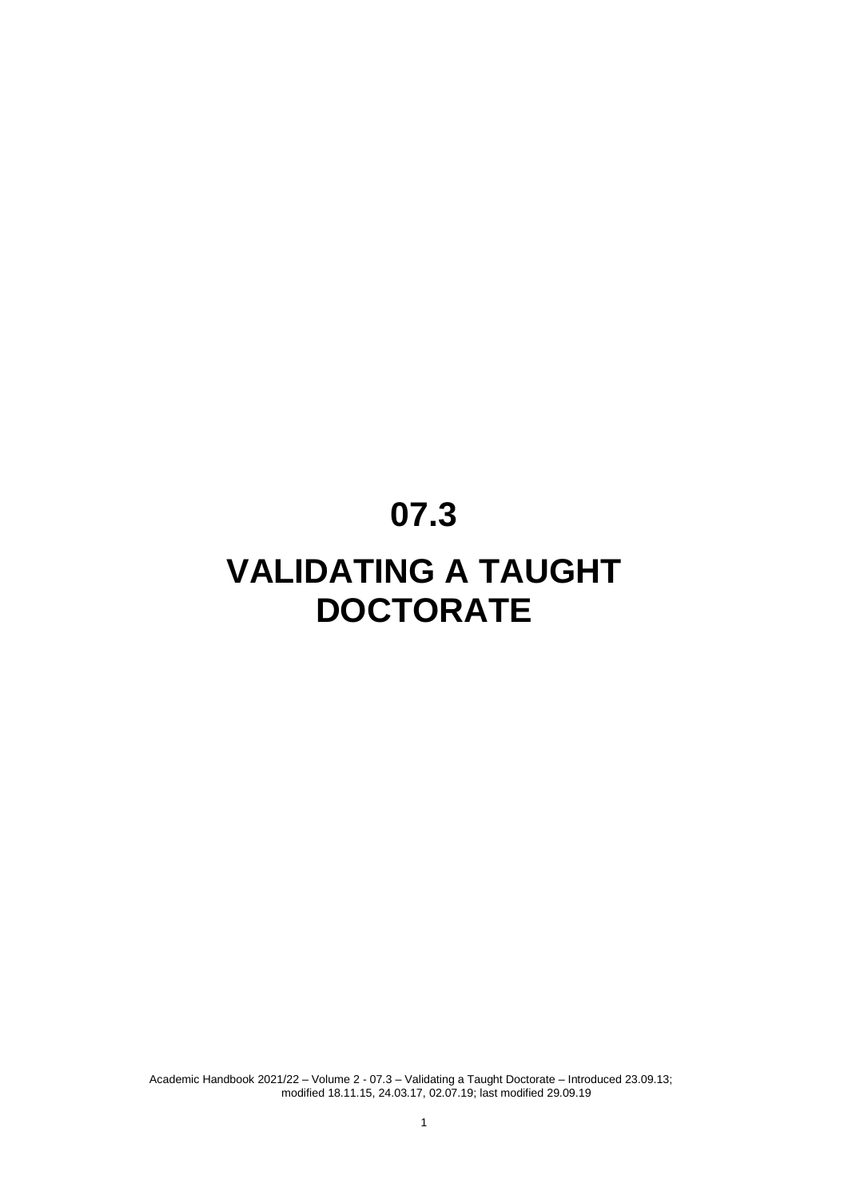# 07.3

# VALIDATING A TAUGHT DOCTORATE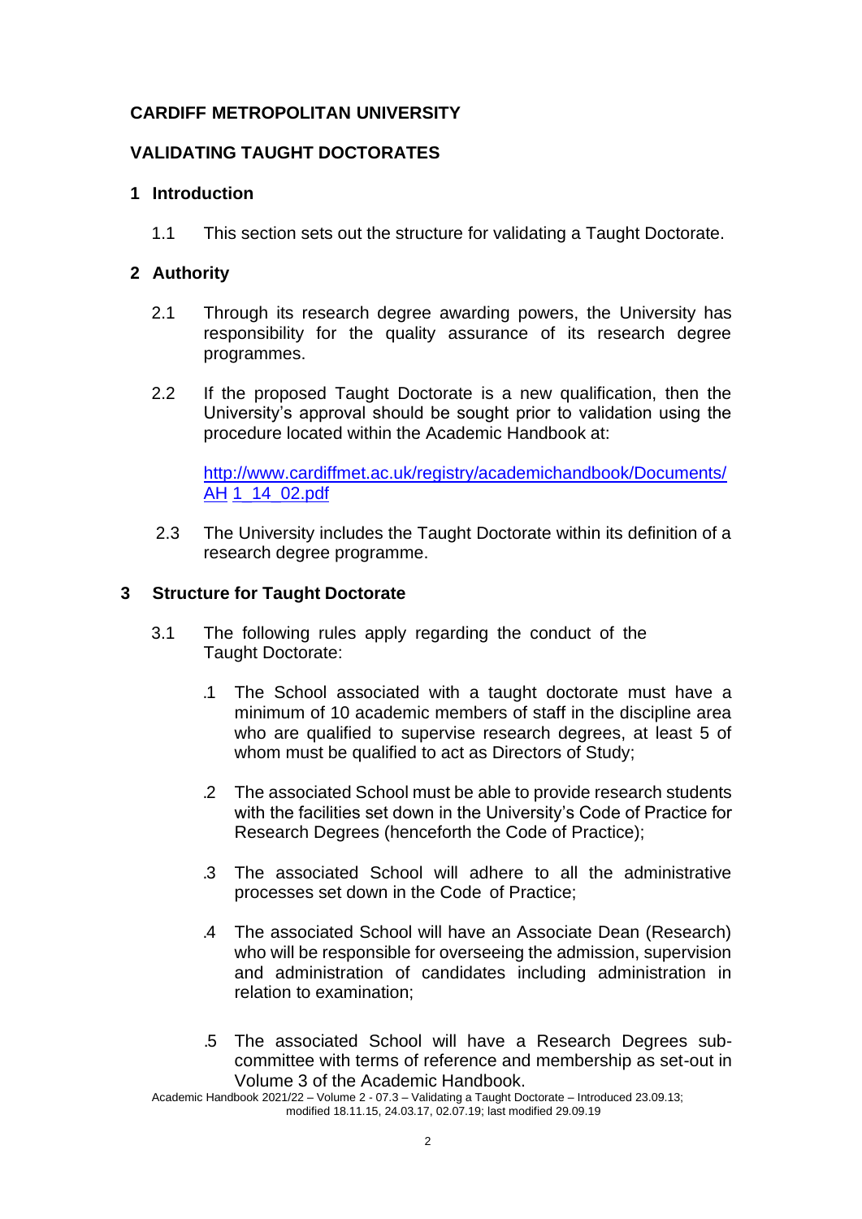**CARDIFF METROPOLITAN UNIVERSITY**

**VALIDATING TAUGHT DOCTORATES**

## 1 Introduction

1.1 This section sets out the structure for validating a Taught Doctorate.

## 2 Authority

2.1 Through its research degree awarding powers, the University has responsibility for the quality assurance of its research degree programmes.

2.2 If the proposed Taught Doctorate is a new qualification, then the University's approval should be sought prior to validation using the procedure located within the Academic Handbook at:

[http://www.cardiffmet.ac.uk/registry/academichandbook/Documents/AH 1_14_02.pdf](http://www.cardiffmet.ac.uk/registry/academichandbook/Documents/AH1_14_02.pdf)

2.3 The University includes the Taught Doctorate within its definition of a research degree programme.

## 3 Structure for Taught Doctorate

3.1 The following rules apply regarding the conduct of the Taught Doctorate:

.1 The School associated with a taught doctorate must have a minimum of 10 academic members of staff in the discipline area who are qualified to supervise research degrees, at least 5 of whom must be qualified to act as Directors of Study;

.2 The associated School must be able to provide research students with the facilities set down in the University's Code of Practice for Research Degrees (henceforth the Code of Practice);

.3 The associated School will adhere to all the administrative processes set down in the Code of Practice;

.4 The associated School will have an Associate Dean (Research) who will be responsible for overseeing the admission, supervision and administration of candidates including administration in relation to examination;

.5 The associated School will have a Research Degrees sub-committee with terms of reference and membership as set-out in Volume 3 of the Academic Handbook.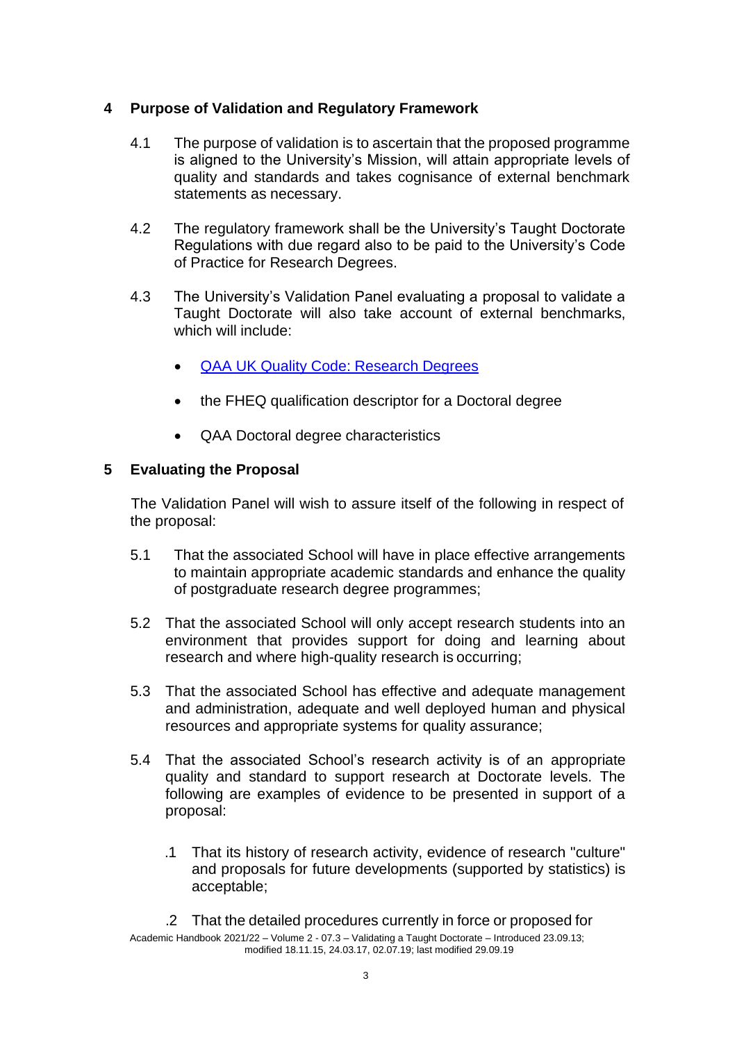## 4 Purpose of Validation and Regulatory Framework

4.1 The purpose of validation is to ascertain that the proposed programme is aligned to the University's Mission, will attain appropriate levels of quality and standards and takes cognisance of external benchmark statements as necessary.

4.2 The regulatory framework shall be the University's Taught Doctorate Regulations with due regard also to be paid to the University's Code of Practice for Research Degrees.

4.3 The University's Validation Panel evaluating a proposal to validate a Taught Doctorate will also take account of external benchmarks, which will include:

- QAA UK Quality Code: Research Degrees
- the FHEQ qualification descriptor for a Doctoral degree
- QAA Doctoral degree characteristics

## 5 Evaluating the Proposal

The Validation Panel will wish to assure itself of the following in respect of the proposal:

5.1 That the associated School will have in place effective arrangements to maintain appropriate academic standards and enhance the quality of postgraduate research degree programmes;

5.2 That the associated School will only accept research students into an environment that provides support for doing and learning about research and where high-quality research is occurring;

5.3 That the associated School has effective and adequate management and administration, adequate and well deployed human and physical resources and appropriate systems for quality assurance;

5.4 That the associated School's research activity is of an appropriate quality and standard to support research at Doctorate levels. The following are examples of evidence to be presented in support of a proposal:

.1 That its history of research activity, evidence of research "culture" and proposals for future developments (supported by statistics) is acceptable;

.2 That the detailed procedures currently in force or proposed for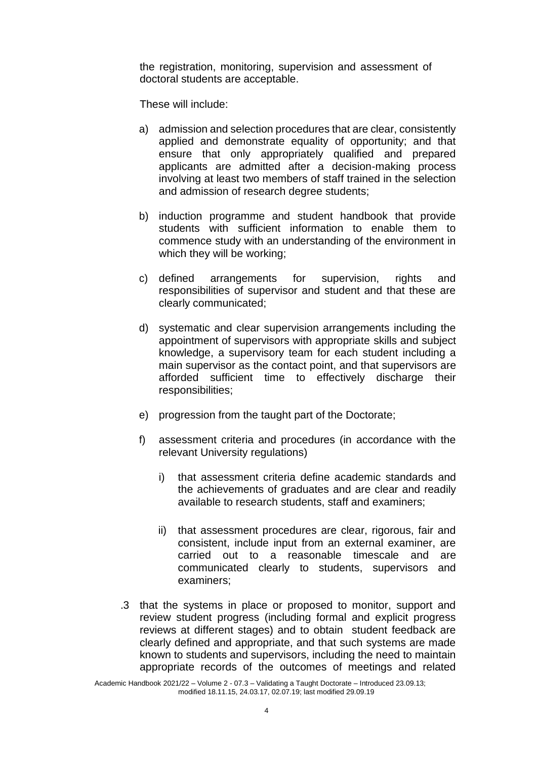the registration, monitoring, supervision and assessment of doctoral students are acceptable.

These will include:

a) admission and selection procedures that are clear, consistently applied and demonstrate equality of opportunity; and that ensure that only appropriately qualified and prepared applicants are admitted after a decision-making process involving at least two members of staff trained in the selection and admission of research degree students;

b) induction programme and student handbook that provide students with sufficient information to enable them to commence study with an understanding of the environment in which they will be working;

c) defined arrangements for supervision, rights and responsibilities of supervisor and student and that these are clearly communicated;

d) systematic and clear supervision arrangements including the appointment of supervisors with appropriate skills and subject knowledge, a supervisory team for each student including a main supervisor as the contact point, and that supervisors are afforded sufficient time to effectively discharge their responsibilities;

e) progression from the taught part of the Doctorate;

f) assessment criteria and procedures (in accordance with the relevant University regulations)

   i) that assessment criteria define academic standards and the achievements of graduates and are clear and readily available to research students, staff and examiners;

   ii) that assessment procedures are clear, rigorous, fair and consistent, include input from an external examiner, are carried out to a reasonable timescale and are communicated clearly to students, supervisors and examiners;

.3 that the systems in place or proposed to monitor, support and review student progress (including formal and explicit progress reviews at different stages) and to obtain student feedback are clearly defined and appropriate, and that such systems are made known to students and supervisors, including the need to maintain appropriate records of the outcomes of meetings and related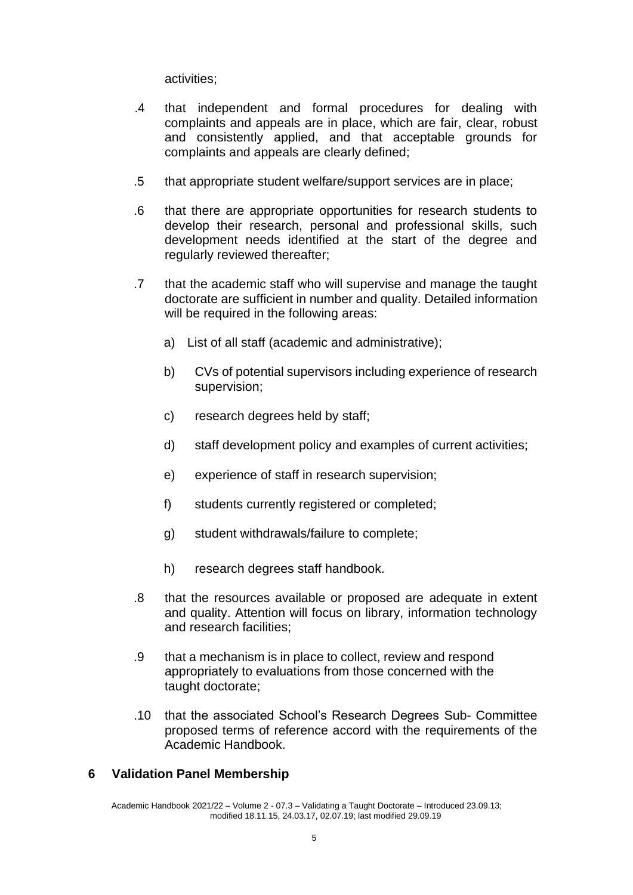activities;

.4 that independent and formal procedures for dealing with complaints and appeals are in place, which are fair, clear, robust and consistently applied, and that acceptable grounds for complaints and appeals are clearly defined;

.5 that appropriate student welfare/support services are in place;

.6 that there are appropriate opportunities for research students to develop their research, personal and professional skills, such development needs identified at the start of the degree and regularly reviewed thereafter;

.7 that the academic staff who will supervise and manage the taught doctorate are sufficient in number and quality. Detailed information will be required in the following areas:

a) List of all staff (academic and administrative);

b) CVs of potential supervisors including experience of research supervision;

c) research degrees held by staff;

d) staff development policy and examples of current activities;

e) experience of staff in research supervision;

f) students currently registered or completed;

g) student withdrawals/failure to complete;

h) research degrees staff handbook.

.8 that the resources available or proposed are adequate in extent and quality. Attention will focus on library, information technology and research facilities;

.9 that a mechanism is in place to collect, review and respond appropriately to evaluations from those concerned with the taught doctorate;

.10 that the associated School's Research Degrees Sub- Committee proposed terms of reference accord with the requirements of the Academic Handbook.

## 6 Validation Panel Membership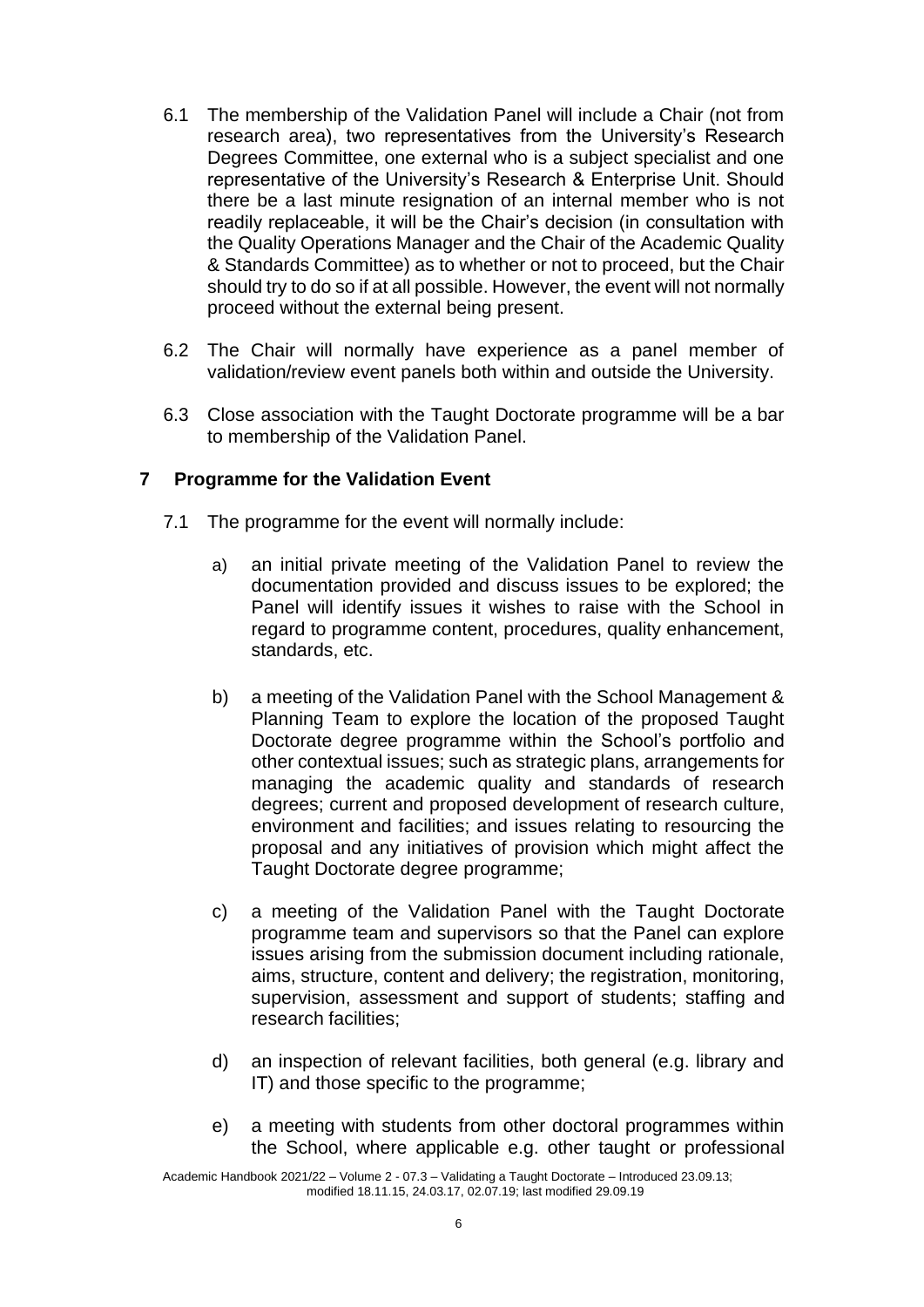6.1 The membership of the Validation Panel will include a Chair (not from research area), two representatives from the University's Research Degrees Committee, one external who is a subject specialist and one representative of the University's Research & Enterprise Unit. Should there be a last minute resignation of an internal member who is not readily replaceable, it will be the Chair's decision (in consultation with the Quality Operations Manager and the Chair of the Academic Quality & Standards Committee) as to whether or not to proceed, but the Chair should try to do so if at all possible. However, the event will not normally proceed without the external being present.

6.2 The Chair will normally have experience as a panel member of validation/review event panels both within and outside the University.

6.3 Close association with the Taught Doctorate programme will be a bar to membership of the Validation Panel.

## 7 Programme for the Validation Event

7.1 The programme for the event will normally include:

a) an initial private meeting of the Validation Panel to review the documentation provided and discuss issues to be explored; the Panel will identify issues it wishes to raise with the School in regard to programme content, procedures, quality enhancement, standards, etc.

b) a meeting of the Validation Panel with the School Management & Planning Team to explore the location of the proposed Taught Doctorate degree programme within the School's portfolio and other contextual issues; such as strategic plans, arrangements for managing the academic quality and standards of research degrees; current and proposed development of research culture, environment and facilities; and issues relating to resourcing the proposal and any initiatives of provision which might affect the Taught Doctorate degree programme;

c) a meeting of the Validation Panel with the Taught Doctorate programme team and supervisors so that the Panel can explore issues arising from the submission document including rationale, aims, structure, content and delivery; the registration, monitoring, supervision, assessment and support of students; staffing and research facilities;

d) an inspection of relevant facilities, both general (e.g. library and IT) and those specific to the programme;

e) a meeting with students from other doctoral programmes within the School, where applicable e.g. other taught or professional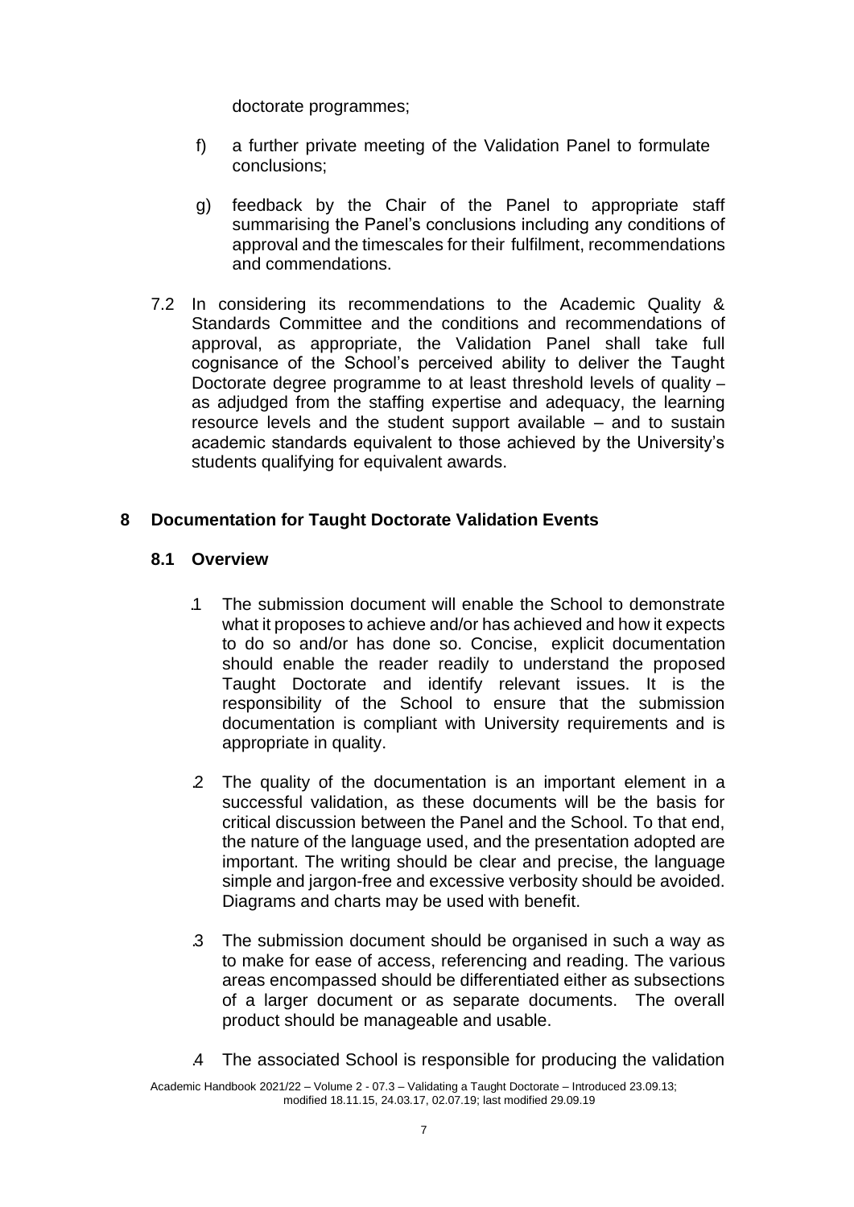doctorate programmes;

f) a further private meeting of the Validation Panel to formulate conclusions;

g) feedback by the Chair of the Panel to appropriate staff summarising the Panel's conclusions including any conditions of approval and the timescales for their fulfilment, recommendations and commendations.

7.2 In considering its recommendations to the Academic Quality & Standards Committee and the conditions and recommendations of approval, as appropriate, the Validation Panel shall take full cognisance of the School's perceived ability to deliver the Taught Doctorate degree programme to at least threshold levels of quality – as adjudged from the staffing expertise and adequacy, the learning resource levels and the student support available – and to sustain academic standards equivalent to those achieved by the University's students qualifying for equivalent awards.

## 8 Documentation for Taught Doctorate Validation Events

### 8.1 Overview

.1 The submission document will enable the School to demonstrate what it proposes to achieve and/or has achieved and how it expects to do so and/or has done so. Concise, explicit documentation should enable the reader readily to understand the proposed Taught Doctorate and identify relevant issues. It is the responsibility of the School to ensure that the submission documentation is compliant with University requirements and is appropriate in quality.

.2 The quality of the documentation is an important element in a successful validation, as these documents will be the basis for critical discussion between the Panel and the School. To that end, the nature of the language used, and the presentation adopted are important. The writing should be clear and precise, the language simple and jargon-free and excessive verbosity should be avoided. Diagrams and charts may be used with benefit.

.3 The submission document should be organised in such a way as to make for ease of access, referencing and reading. The various areas encompassed should be differentiated either as subsections of a larger document or as separate documents. The overall product should be manageable and usable.

.4 The associated School is responsible for producing the validation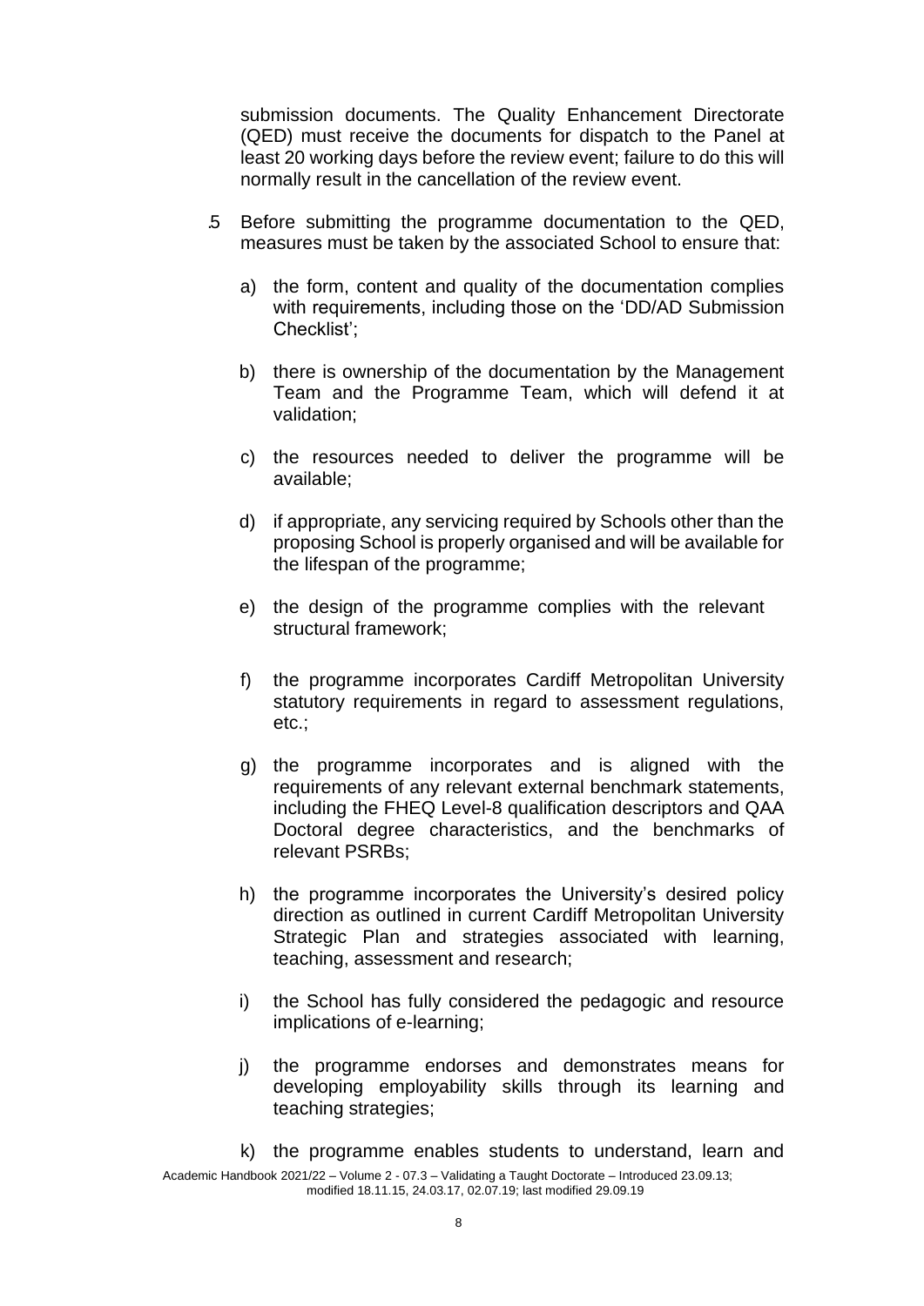submission documents. The Quality Enhancement Directorate (QED) must receive the documents for dispatch to the Panel at least 20 working days before the review event; failure to do this will normally result in the cancellation of the review event.

.5 Before submitting the programme documentation to the QED, measures must be taken by the associated School to ensure that:

a) the form, content and quality of the documentation complies with requirements, including those on the 'DD/AD Submission Checklist';

b) there is ownership of the documentation by the Management Team and the Programme Team, which will defend it at validation;

c) the resources needed to deliver the programme will be available;

d) if appropriate, any servicing required by Schools other than the proposing School is properly organised and will be available for the lifespan of the programme;

e) the design of the programme complies with the relevant structural framework;

f) the programme incorporates Cardiff Metropolitan University statutory requirements in regard to assessment regulations, etc.;

g) the programme incorporates and is aligned with the requirements of any relevant external benchmark statements, including the FHEQ Level-8 qualification descriptors and QAA Doctoral degree characteristics, and the benchmarks of relevant PSRBs;

h) the programme incorporates the University's desired policy direction as outlined in current Cardiff Metropolitan University Strategic Plan and strategies associated with learning, teaching, assessment and research;

i) the School has fully considered the pedagogic and resource implications of e-learning;

j) the programme endorses and demonstrates means for developing employability skills through its learning and teaching strategies;

k) the programme enables students to understand, learn and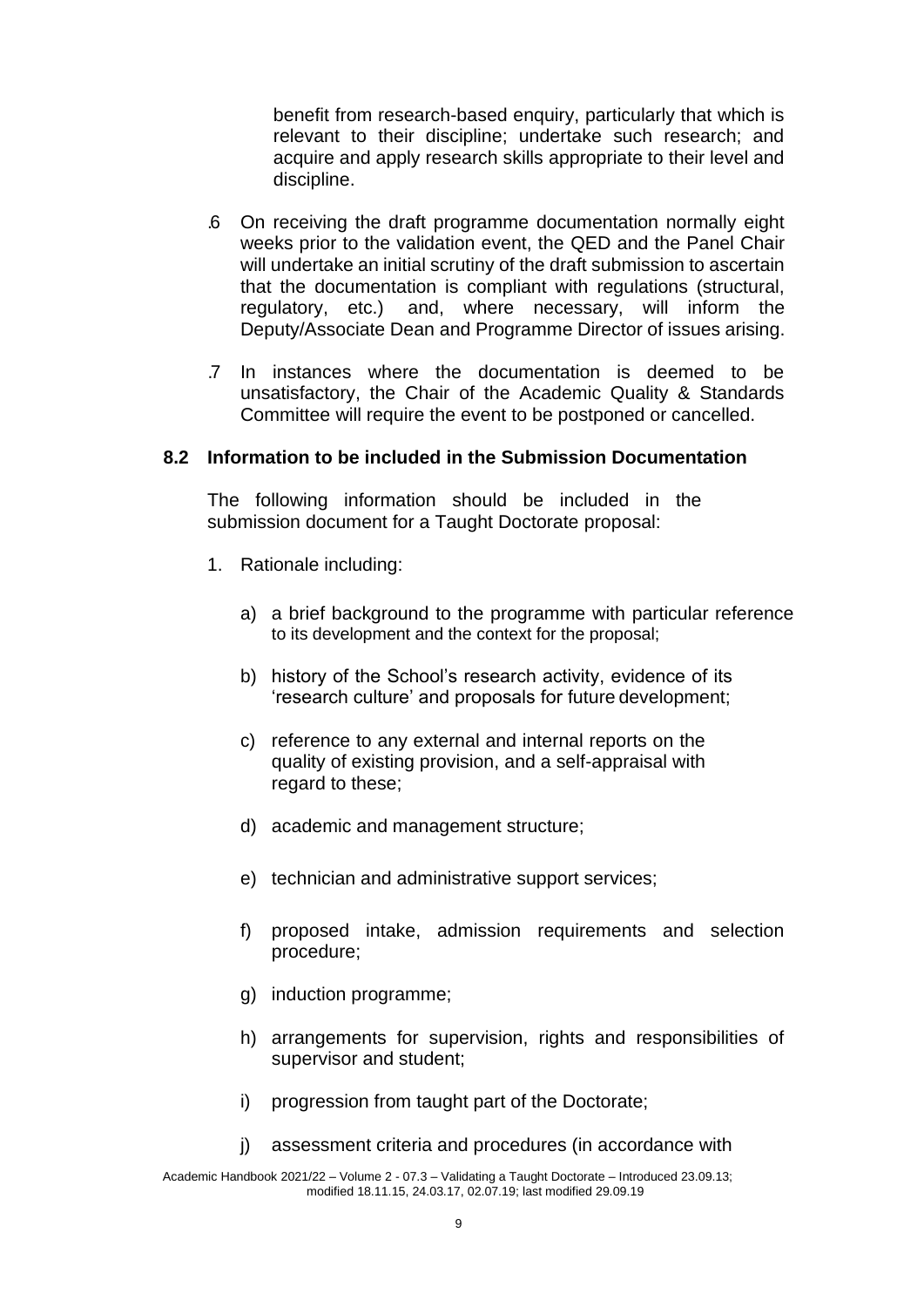benefit from research-based enquiry, particularly that which is relevant to their discipline; undertake such research; and acquire and apply research skills appropriate to their level and discipline.

.6 On receiving the draft programme documentation normally eight weeks prior to the validation event, the QED and the Panel Chair will undertake an initial scrutiny of the draft submission to ascertain that the documentation is compliant with regulations (structural, regulatory, etc.) and, where necessary, will inform the Deputy/Associate Dean and Programme Director of issues arising.

.7 In instances where the documentation is deemed to be unsatisfactory, the Chair of the Academic Quality & Standards Committee will require the event to be postponed or cancelled.

### 8.2 Information to be included in the Submission Documentation

The following information should be included in the submission document for a Taught Doctorate proposal:

1. Rationale including:

   a) a brief background to the programme with particular reference to its development and the context for the proposal;

   b) history of the School's research activity, evidence of its 'research culture' and proposals for future development;

   c) reference to any external and internal reports on the quality of existing provision, and a self-appraisal with regard to these;

   d) academic and management structure;

   e) technician and administrative support services;

   f) proposed intake, admission requirements and selection procedure;

   g) induction programme;

   h) arrangements for supervision, rights and responsibilities of supervisor and student;

   i) progression from taught part of the Doctorate;

   j) assessment criteria and procedures (in accordance with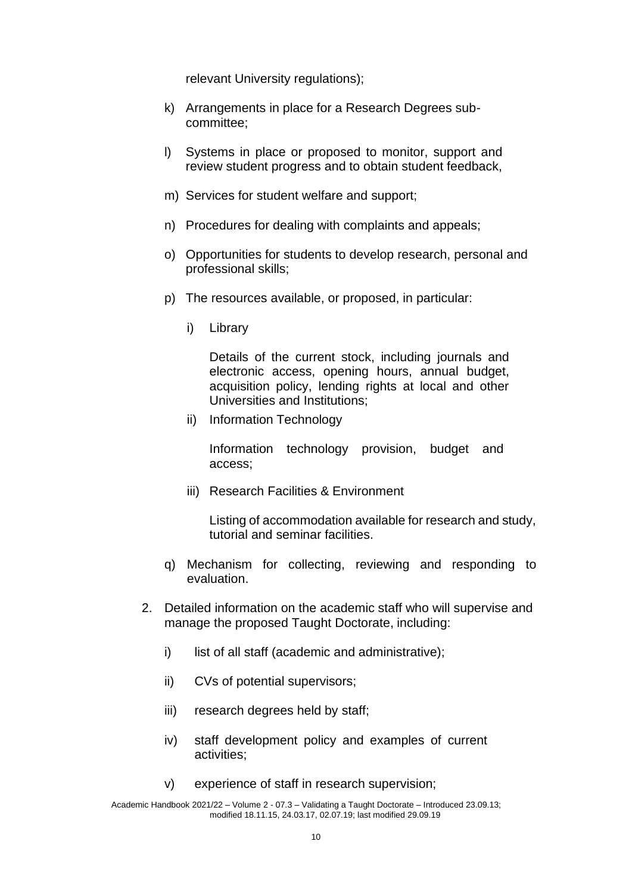relevant University regulations);

k) Arrangements in place for a Research Degrees sub-committee;

l) Systems in place or proposed to monitor, support and review student progress and to obtain student feedback,

m) Services for student welfare and support;

n) Procedures for dealing with complaints and appeals;

o) Opportunities for students to develop research, personal and professional skills;

p) The resources available, or proposed, in particular:

   i) Library

      Details of the current stock, including journals and electronic access, opening hours, annual budget, acquisition policy, lending rights at local and other Universities and Institutions;

   ii) Information Technology

      Information technology provision, budget and access;

   iii) Research Facilities & Environment

      Listing of accommodation available for research and study, tutorial and seminar facilities.

q) Mechanism for collecting, reviewing and responding to evaluation.

2. Detailed information on the academic staff who will supervise and manage the proposed Taught Doctorate, including:

   i) list of all staff (academic and administrative);

   ii) CVs of potential supervisors;

   iii) research degrees held by staff;

   iv) staff development policy and examples of current activities;

   v) experience of staff in research supervision;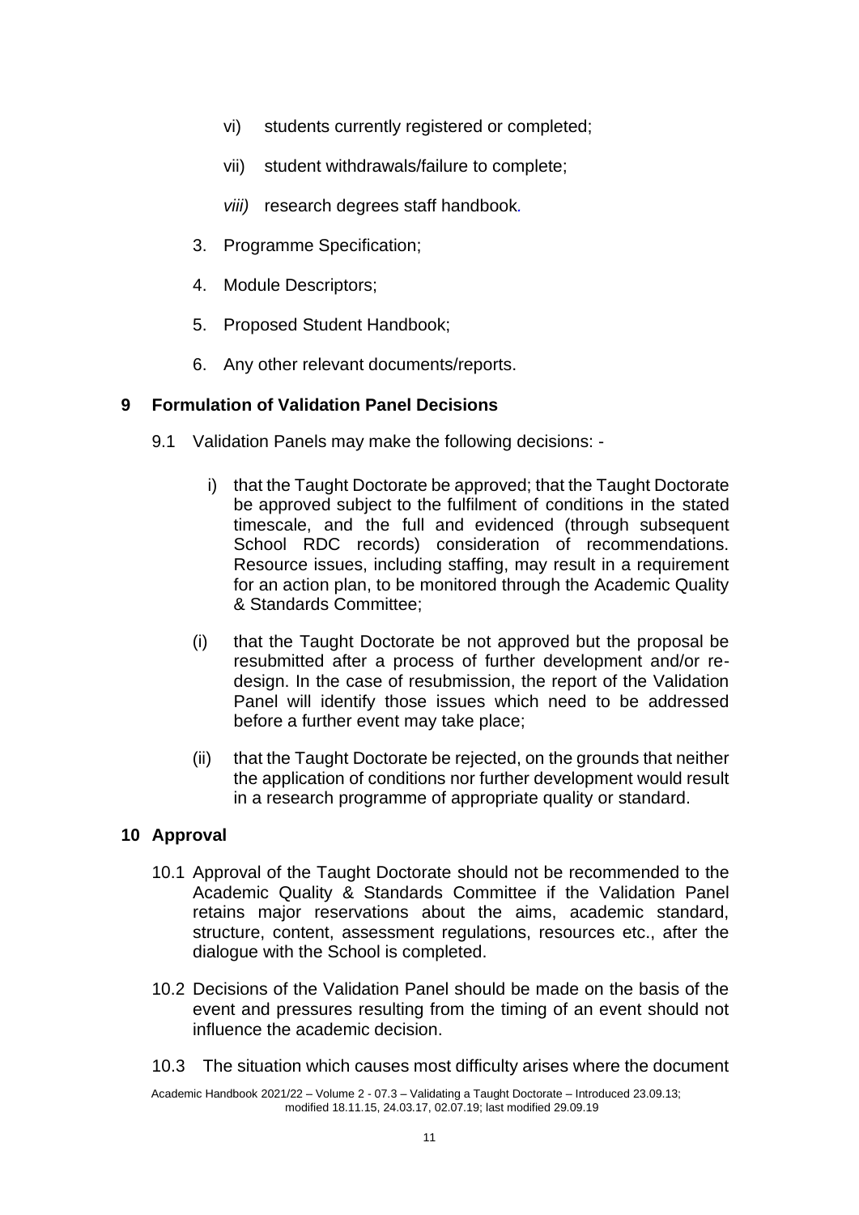vi) students currently registered or completed;

vii) student withdrawals/failure to complete;

*viii)* research degrees staff handbook.

3. Programme Specification;

4. Module Descriptors;

5. Proposed Student Handbook;

6. Any other relevant documents/reports.

## 9 Formulation of Validation Panel Decisions

9.1 Validation Panels may make the following decisions: -

i) that the Taught Doctorate be approved; that the Taught Doctorate be approved subject to the fulfilment of conditions in the stated timescale, and the full and evidenced (through subsequent School RDC records) consideration of recommendations. Resource issues, including staffing, may result in a requirement for an action plan, to be monitored through the Academic Quality & Standards Committee;

(i) that the Taught Doctorate be not approved but the proposal be resubmitted after a process of further development and/or re-design. In the case of resubmission, the report of the Validation Panel will identify those issues which need to be addressed before a further event may take place;

(ii) that the Taught Doctorate be rejected, on the grounds that neither the application of conditions nor further development would result in a research programme of appropriate quality or standard.

## 10 Approval

10.1 Approval of the Taught Doctorate should not be recommended to the Academic Quality & Standards Committee if the Validation Panel retains major reservations about the aims, academic standard, structure, content, assessment regulations, resources etc., after the dialogue with the School is completed.

10.2 Decisions of the Validation Panel should be made on the basis of the event and pressures resulting from the timing of an event should not influence the academic decision.

10.3 The situation which causes most difficulty arises where the document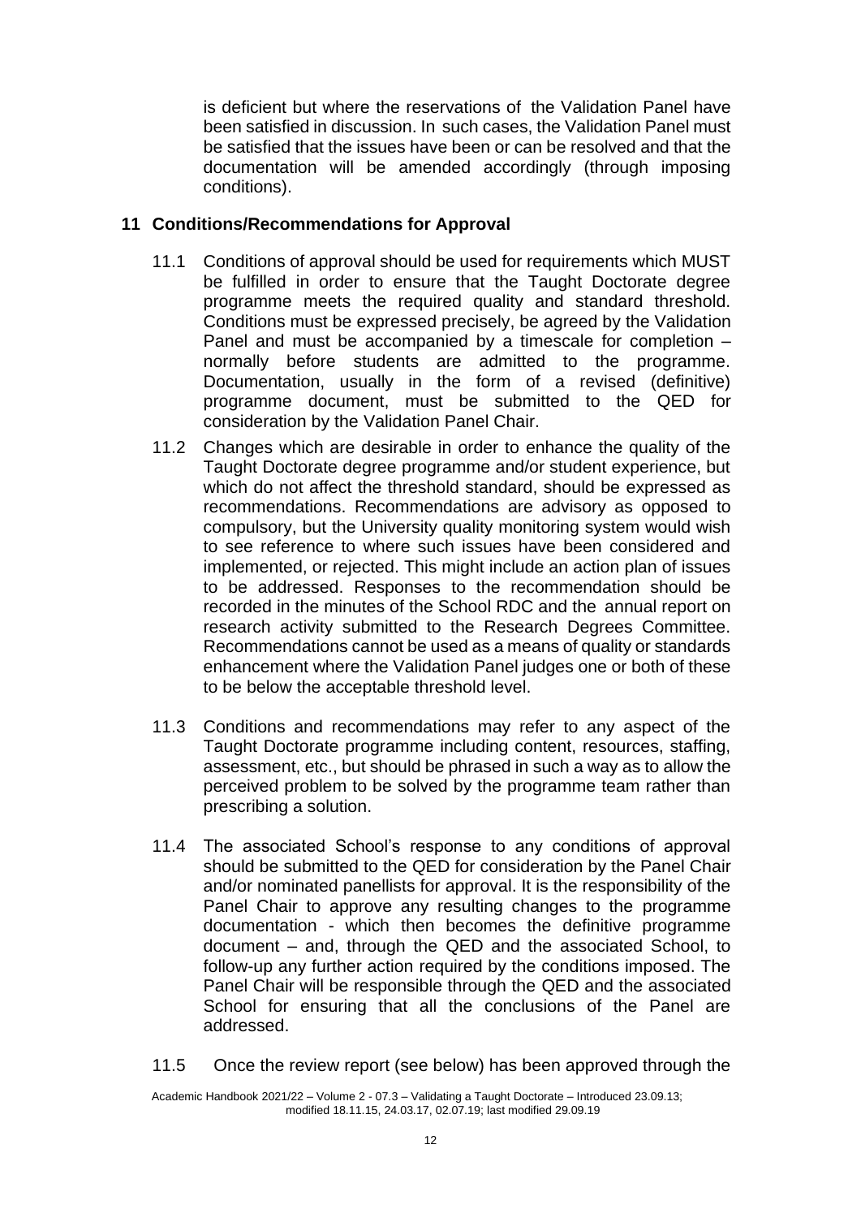is deficient but where the reservations of the Validation Panel have been satisfied in discussion. In such cases, the Validation Panel must be satisfied that the issues have been or can be resolved and that the documentation will be amended accordingly (through imposing conditions).

## 11 Conditions/Recommendations for Approval

11.1 Conditions of approval should be used for requirements which MUST be fulfilled in order to ensure that the Taught Doctorate degree programme meets the required quality and standard threshold. Conditions must be expressed precisely, be agreed by the Validation Panel and must be accompanied by a timescale for completion – normally before students are admitted to the programme. Documentation, usually in the form of a revised (definitive) programme document, must be submitted to the QED for consideration by the Validation Panel Chair.

11.2 Changes which are desirable in order to enhance the quality of the Taught Doctorate degree programme and/or student experience, but which do not affect the threshold standard, should be expressed as recommendations. Recommendations are advisory as opposed to compulsory, but the University quality monitoring system would wish to see reference to where such issues have been considered and implemented, or rejected. This might include an action plan of issues to be addressed. Responses to the recommendation should be recorded in the minutes of the School RDC and the annual report on research activity submitted to the Research Degrees Committee. Recommendations cannot be used as a means of quality or standards enhancement where the Validation Panel judges one or both of these to be below the acceptable threshold level.

11.3 Conditions and recommendations may refer to any aspect of the Taught Doctorate programme including content, resources, staffing, assessment, etc., but should be phrased in such a way as to allow the perceived problem to be solved by the programme team rather than prescribing a solution.

11.4 The associated School's response to any conditions of approval should be submitted to the QED for consideration by the Panel Chair and/or nominated panellists for approval. It is the responsibility of the Panel Chair to approve any resulting changes to the programme documentation - which then becomes the definitive programme document – and, through the QED and the associated School, to follow-up any further action required by the conditions imposed. The Panel Chair will be responsible through the QED and the associated School for ensuring that all the conclusions of the Panel are addressed.

11.5 Once the review report (see below) has been approved through the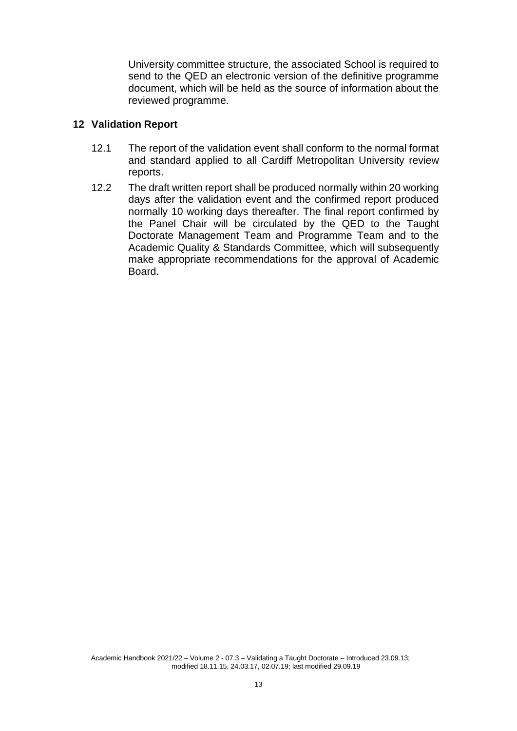University committee structure, the associated School is required to send to the QED an electronic version of the definitive programme document, which will be held as the source of information about the reviewed programme.

## 12 Validation Report

12.1 The report of the validation event shall conform to the normal format and standard applied to all Cardiff Metropolitan University review reports.

12.2 The draft written report shall be produced normally within 20 working days after the validation event and the confirmed report produced normally 10 working days thereafter. The final report confirmed by the Panel Chair will be circulated by the QED to the Taught Doctorate Management Team and Programme Team and to the Academic Quality & Standards Committee, which will subsequently make appropriate recommendations for the approval of Academic Board.